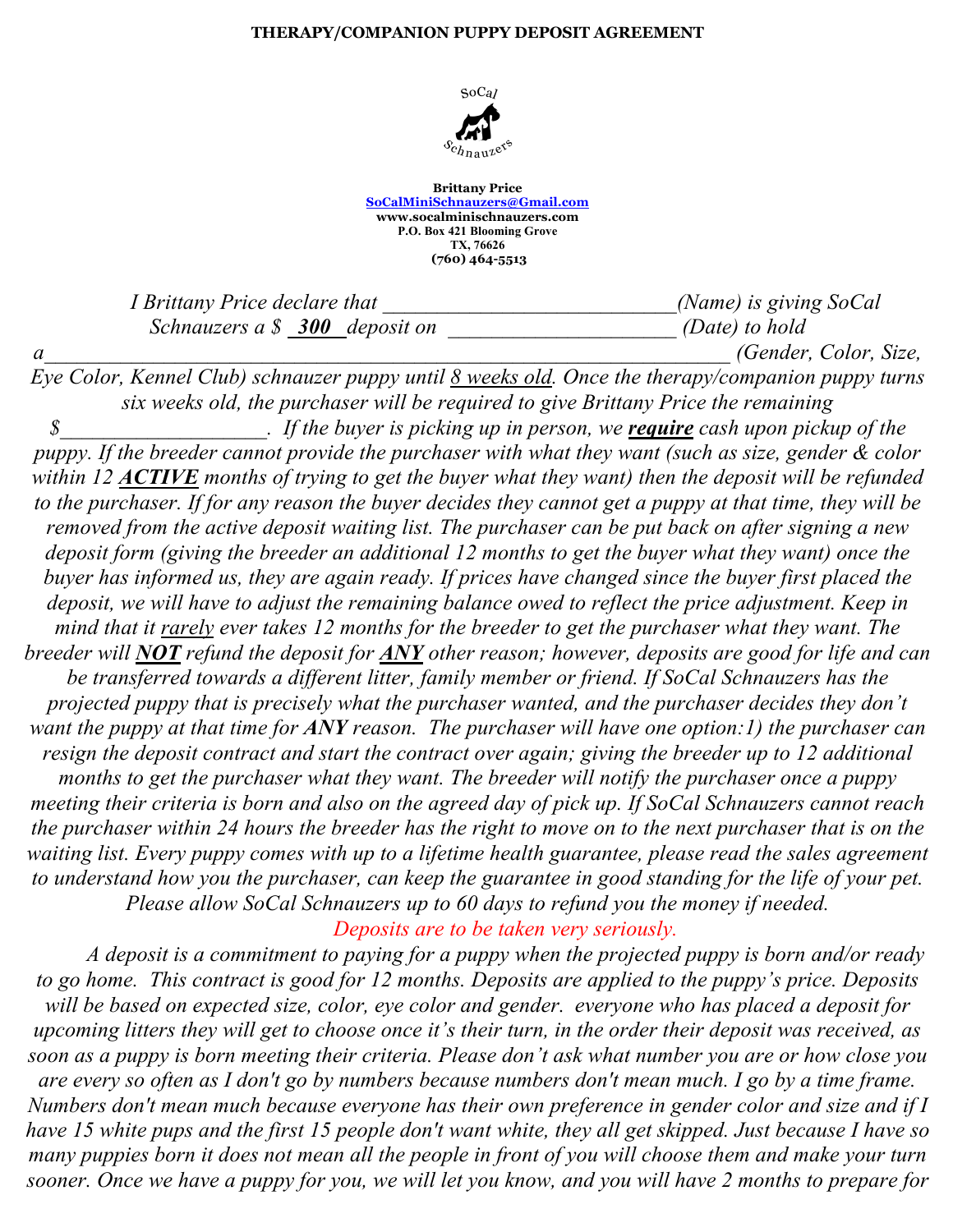**THERAPY/COMPANION PUPPY DEPOSIT AGREEMENT**

SoCal Schnauzers

**Brittany Price**
**SoCalMiniSchnauzers@Gmail.com**
**www.socalminischnauzers.com**
**P.O. Box 421 Blooming Grove**
**TX, 76626**
**(760) 464-5513**

*I Brittany Price declare that ___________________________(Name) is giving SoCal Schnauzers a $ **300** deposit on _____________________ (Date) to hold a_______________________________________________________________ (Gender, Color, Size, Eye Color, Kennel Club) schnauzer puppy until 8 weeks old. Once the therapy/companion puppy turns six weeks old, the purchaser will be required to give Brittany Price the remaining $___________________. If the buyer is picking up in person, we **require** cash upon pickup of the puppy. If the breeder cannot provide the purchaser with what they want (such as size, gender & color within 12 **ACTIVE** months of trying to get the buyer what they want) then the deposit will be refunded to the purchaser. If for any reason the buyer decides they cannot get a puppy at that time, they will be removed from the active deposit waiting list. The purchaser can be put back on after signing a new deposit form (giving the breeder an additional 12 months to get the buyer what they want) once the buyer has informed us, they are again ready. If prices have changed since the buyer first placed the deposit, we will have to adjust the remaining balance owed to reflect the price adjustment. Keep in mind that it rarely ever takes 12 months for the breeder to get the purchaser what they want. The breeder will **NOT** refund the deposit for **ANY** other reason; however, deposits are good for life and can be transferred towards a different litter, family member or friend. If SoCal Schnauzers has the projected puppy that is precisely what the purchaser wanted, and the purchaser decides they don't want the puppy at that time for **ANY** reason. The purchaser will have one option:1) the purchaser can resign the deposit contract and start the contract over again; giving the breeder up to 12 additional months to get the purchaser what they want. The breeder will notify the purchaser once a puppy meeting their criteria is born and also on the agreed day of pick up. If SoCal Schnauzers cannot reach the purchaser within 24 hours the breeder has the right to move on to the next purchaser that is on the waiting list. Every puppy comes with up to a lifetime health guarantee, please read the sales agreement to understand how you the purchaser, can keep the guarantee in good standing for the life of your pet. Please allow SoCal Schnauzers up to 60 days to refund you the money if needed.*

*Deposits are to be taken very seriously.*

*A deposit is a commitment to paying for a puppy when the projected puppy is born and/or ready to go home. This contract is good for 12 months. Deposits are applied to the puppy's price. Deposits will be based on expected size, color, eye color and gender. everyone who has placed a deposit for upcoming litters they will get to choose once it's their turn, in the order their deposit was received, as soon as a puppy is born meeting their criteria. Please don't ask what number you are or how close you are every so often as I don't go by numbers because numbers don't mean much. I go by a time frame. Numbers don't mean much because everyone has their own preference in gender color and size and if I have 15 white pups and the first 15 people don't want white, they all get skipped. Just because I have so many puppies born it does not mean all the people in front of you will choose them and make your turn sooner. Once we have a puppy for you, we will let you know, and you will have 2 months to prepare for*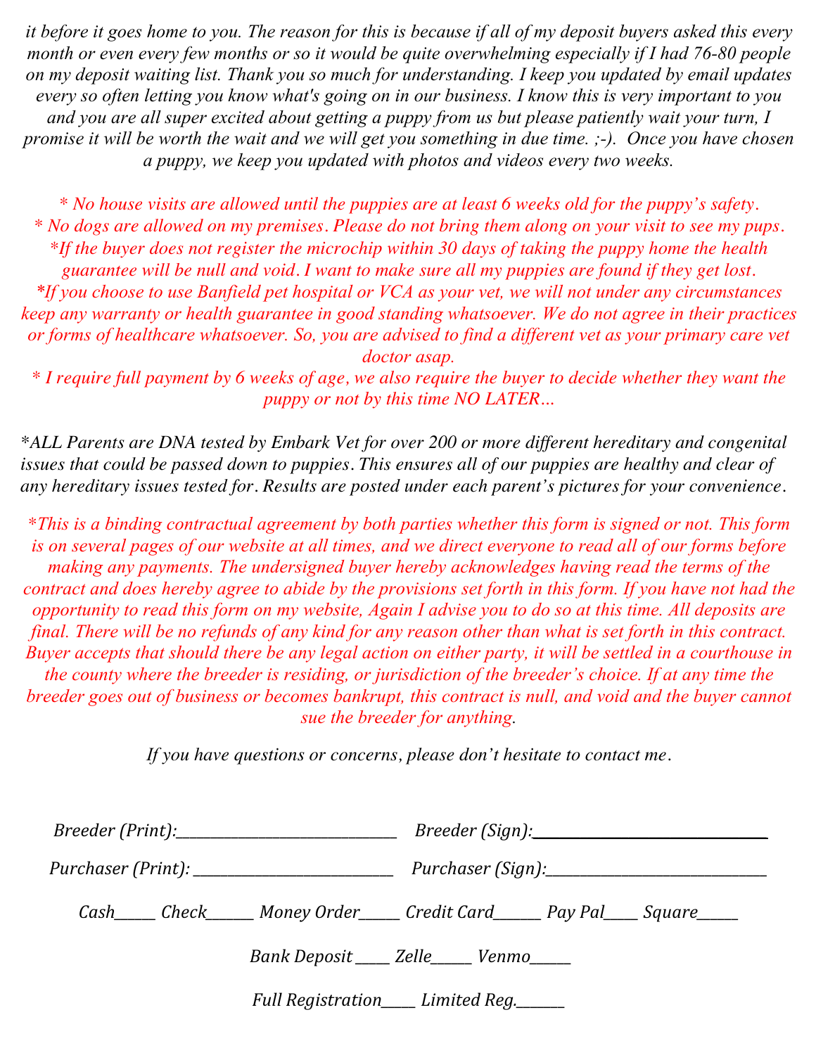*it before it goes home to you. The reason for this is because if all of my deposit buyers asked this every month or even every few months or so it would be quite overwhelming especially if I had 76-80 people on my deposit waiting list. Thank you so much for understanding. I keep you updated by email updates every so often letting you know what's going on in our business. I know this is very important to you and you are all super excited about getting a puppy from us but please patiently wait your turn, I promise it will be worth the wait and we will get you something in due time. ;-). Once you have chosen a puppy, we keep you updated with photos and videos every two weeks.*

*\* No house visits are allowed until the puppies are at least 6 weeks old for the puppy's safety.*
*\* No dogs are allowed on my premises. Please do not bring them along on your visit to see my pups.*
*\*If the buyer does not register the microchip within 30 days of taking the puppy home the health guarantee will be null and void. I want to make sure all my puppies are found if they get lost.*
*\*If you choose to use Banfield pet hospital or VCA as your vet, we will not under any circumstances keep any warranty or health guarantee in good standing whatsoever. We do not agree in their practices or forms of healthcare whatsoever. So, you are advised to find a different vet as your primary care vet doctor asap.*
*\* I require full payment by 6 weeks of age, we also require the buyer to decide whether they want the puppy or not by this time NO LATER…*

*\*ALL Parents are DNA tested by Embark Vet for over 200 or more different hereditary and congenital issues that could be passed down to puppies. This ensures all of our puppies are healthy and clear of any hereditary issues tested for. Results are posted under each parent's pictures for your convenience.*

*\*This is a binding contractual agreement by both parties whether this form is signed or not. This form is on several pages of our website at all times, and we direct everyone to read all of our forms before making any payments. The undersigned buyer hereby acknowledges having read the terms of the contract and does hereby agree to abide by the provisions set forth in this form. If you have not had the opportunity to read this form on my website, Again I advise you to do so at this time. All deposits are final. There will be no refunds of any kind for any reason other than what is set forth in this contract. Buyer accepts that should there be any legal action on either party, it will be settled in a courthouse in the county where the breeder is residing, or jurisdiction of the breeder's choice. If at any time the breeder goes out of business or becomes bankrupt, this contract is null, and void and the buyer cannot sue the breeder for anything.*

*If you have questions or concerns, please don't hesitate to contact me.*

*Breeder (Print):______________________________ Breeder (Sign):_______________________________*

*Purchaser (Print): ___________________________ Purchaser (Sign):_____________________________*

*Cash_____ Check______ Money Order_____ Credit Card______ Pay Pal____ Square_____*

*Bank Deposit ____ Zelle_____ Venmo_____*

*Full Registration_____ Limited Reg._______*